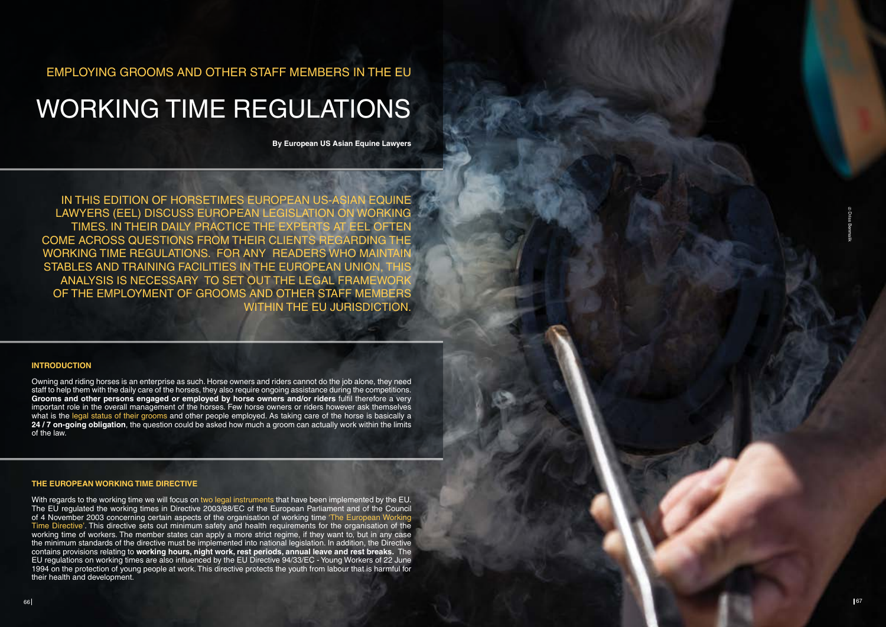EMPLOYING GROOMS AND OTHER STAFF MEMBERS IN THE EU

# WORKING TIME REGULATIONS

**By European US Asian Equine Lawyers**

IN THIS EDITION OF HORSETIMES EUROPEAN US-ASIAN EQUINE LAWYERS (EEL) DISCUSS EUROPEAN LEGISLATION ON WORKING TIMES. IN THEIR DAILY PRACTICE THE EXPERTS AT EEL OFTEN COME ACROSS QUESTIONS FROM THEIR CLIENTS REGARDING THE WORKING TIME REGULATIONS. FOR ANY READERS WHO MAINTAIN STABLES AND TRAINING FACILITIES IN THE EUROPEAN UNION, THIS ANALYSIS IS NECESSARY TO SET OUT THE LEGAL FRAMEWORK OF THE EMPLOYMENT OF GROOMS AND OTHER STAFF MEMBERS WITHIN THE EU JURISDICTION.

## INTRODUCTION

Owning and riding horses is an enterprise as such. Horse owners and riders cannot do the job alone, they need staff to help them with the daily care of the horses, they also require ongoing assistance during the competitions. **Grooms and other persons engaged or employed by horse owners and/or riders** fulfil therefore a very important role in the overall management of the horses. Few horse owners or riders however ask themselves what is the legal status of their grooms and other people employed. As taking care of the horse is basically a **24 / 7 on-going obligation**, the question could be asked how much a groom can actually work within the limits of the law.

## THE EUROPEAN WORKING TIME DIRECTIVE

With regards to the working time we will focus on two legal instruments that have been implemented by the EU. The EU regulated the working times in Directive 2003/88/EC of the European Parliament and of the Council of 4 November 2003 concerning certain aspects of the organisation of working time 'The European Working Time Directive'. This directive sets out minimum safety and health requirements for the organisation of the working time of workers. The member states can apply a more strict regime, if they want to, but in any case the minimum standards of the directive must be implemented into national legislation. In addition, the Directive contains provisions relating to **working hours, night work, rest periods, annual leave and rest breaks.** The EU regulations on working times are also influenced by the EU Directive 94/33/EC - Young Workers of 22 June 1994 on the protection of young people at work. This directive protects the youth from labour that is harmful for their health and development.

© Dirss Bermalk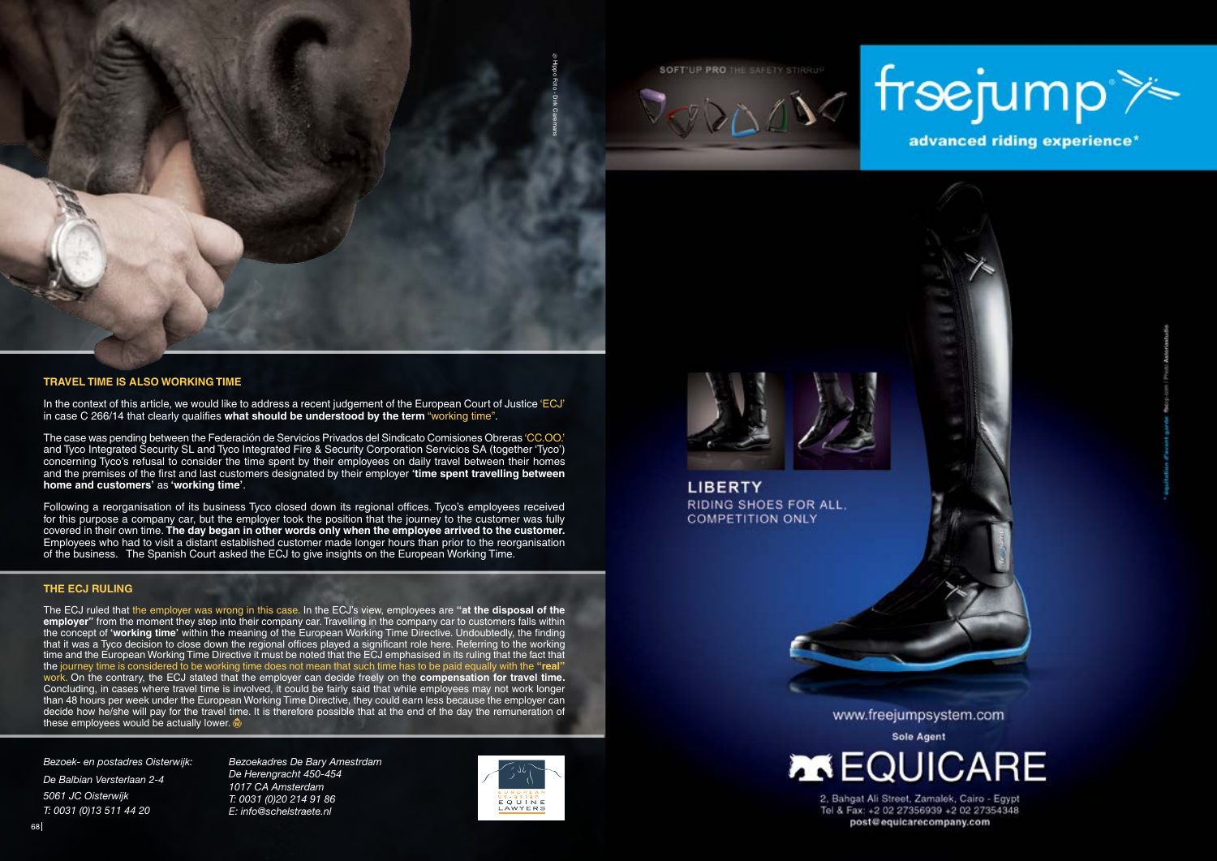## TRAVEL TIME IS ALSO WORKING TIME

In the context of this article, we would like to address a recent judgement of the European Court of Justice 'ECJ' in case C 266/14 that clearly qualifies **what should be understood by the term** "working time".

The case was pending between the Federación de Servicios Privados del Sindicato Comisiones Obreras 'CC.OO.' and Tyco Integrated Security SL and Tyco Integrated Fire & Security Corporation Servicios SA (together 'Tyco') concerning Tyco's refusal to consider the time spent by their employees on daily travel between their homes and the premises of the first and last customers designated by their employer **'time spent travelling between home and customers'** as **'working time'**.

Following a reorganisation of its business Tyco closed down its regional offices. Tyco's employees received for this purpose a company car, but the employer took the position that the journey to the customer was fully covered in their own time. **The day began in other words only when the employee arrived to the customer.** Employees who had to visit a distant established customer made longer hours than prior to the reorganisation of the business. The Spanish Court asked the ECJ to give insights on the European Working Time.

## THE ECJ RULING

The ECJ ruled that the employer was wrong in this case. In the ECJ's view, employees are **"at the disposal of the employer"** from the moment they step into their company car. Travelling in the company car to customers falls within the concept of **'working time'** within the meaning of the European Working Time Directive. Undoubtedly, the finding that it was a Tyco decision to close down the regional offices played a significant role here. Referring to the working time and the European Working Time Directive it must be noted that the ECJ emphasised in its ruling that the fact that the journey time is considered to be working time does not mean that such time has to be paid equally with the **"real"** work. On the contrary, the ECJ stated that the employer can decide freely on the **compensation for travel time.** Concluding, in cases where travel time is involved, it could be fairly said that while employees may not work longer than 48 hours per week under the European Working Time Directive, they could earn less because the employer can decide how he/she will pay for the travel time. It is therefore possible that at the end of the day the remuneration of these employees would be actually lower.

*Bezoek- en postadres Oisterwijk:*
*De Balbian Versterlaan 2-4*
*5061 JC Oisterwijk*
*T: 0031 (0)13 511 44 20*

*Bezoekadres De Bary Amestrdam*
*De Herengracht 450-454*
*1017 CA Amsterdam*
*T: 0031 (0)20 214 91 86*
*E: info@schelstraete.nl*

EUROPEAN EQUINE LAWYERS

SOFT'UP PRO THE SAFETY STIRRUP

freejump

advanced riding experience*

LIBERTY
RIDING SHOES FOR ALL,
COMPETITION ONLY

www.freejumpsystem.com

Sole Agent

EQUICARE

2, Bahgat Ali Street, Zamalek, Cairo - Egypt
Tel & Fax: +2 02 27356939 +2 02 27354348
post@equicarecompany.com